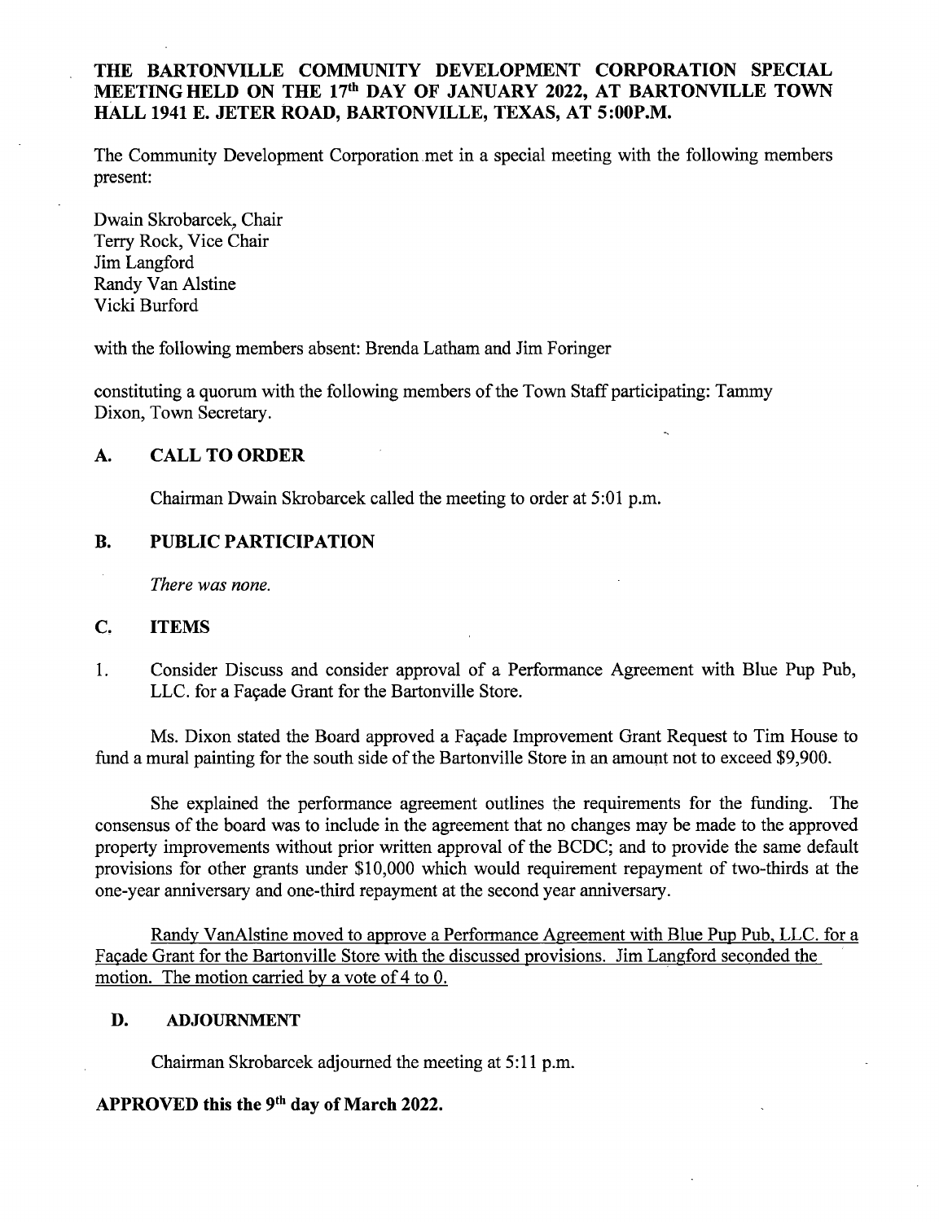# THE BARTONVILLE COMMUNITY DEVELOPMENT CORPORATION SPECIAL MEETING HELD ON THE 17th DAY OF JANUARY 2022, AT BARTONVILLE TOWN HALL 1941 E. JETER ROAD, BARTONVILLE, TEXAS, AT 5:00P.M.

The Community Development Corporation met in a special meeting with the following members present:

Dwain Skrobarcek, Chair
Terry Rock, Vice Chair
Jim Langford
Randy Van Alstine
Vicki Burford

with the following members absent: Brenda Latham and Jim Foringer

constituting a quorum with the following members of the Town Staff participating: Tammy Dixon, Town Secretary.

## A. CALL TO ORDER

Chairman Dwain Skrobarcek called the meeting to order at 5:01 p.m.

## B. PUBLIC PARTICIPATION

*There was none.*

## C. ITEMS

1. Consider Discuss and consider approval of a Performance Agreement with Blue Pup Pub, LLC. for a Façade Grant for the Bartonville Store.

Ms. Dixon stated the Board approved a Façade Improvement Grant Request to Tim House to fund a mural painting for the south side of the Bartonville Store in an amount not to exceed $9,900.

She explained the performance agreement outlines the requirements for the funding. The consensus of the board was to include in the agreement that no changes may be made to the approved property improvements without prior written approval of the BCDC; and to provide the same default provisions for other grants under $10,000 which would requirement repayment of two-thirds at the one-year anniversary and one-third repayment at the second year anniversary.

<u>Randy VanAlstine moved to approve a Performance Agreement with Blue Pup Pub, LLC. for a Façade Grant for the Bartonville Store with the discussed provisions. Jim Langford seconded the motion. The motion carried by a vote of 4 to 0.</u>

## D. ADJOURNMENT

Chairman Skrobarcek adjourned the meeting at 5:11 p.m.

**APPROVED this the 9th day of March 2022.**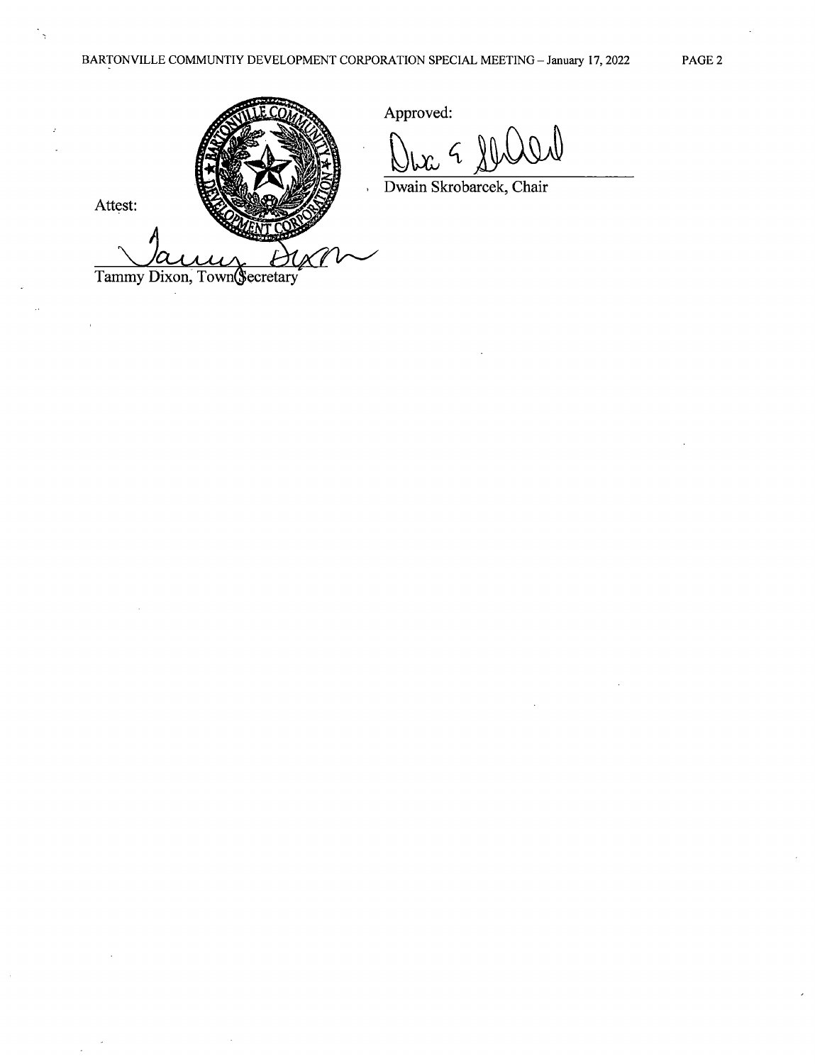Approved:

Dwain Skrobarcek, Chair

Attest:

Tammy Dixon, Town Secretary